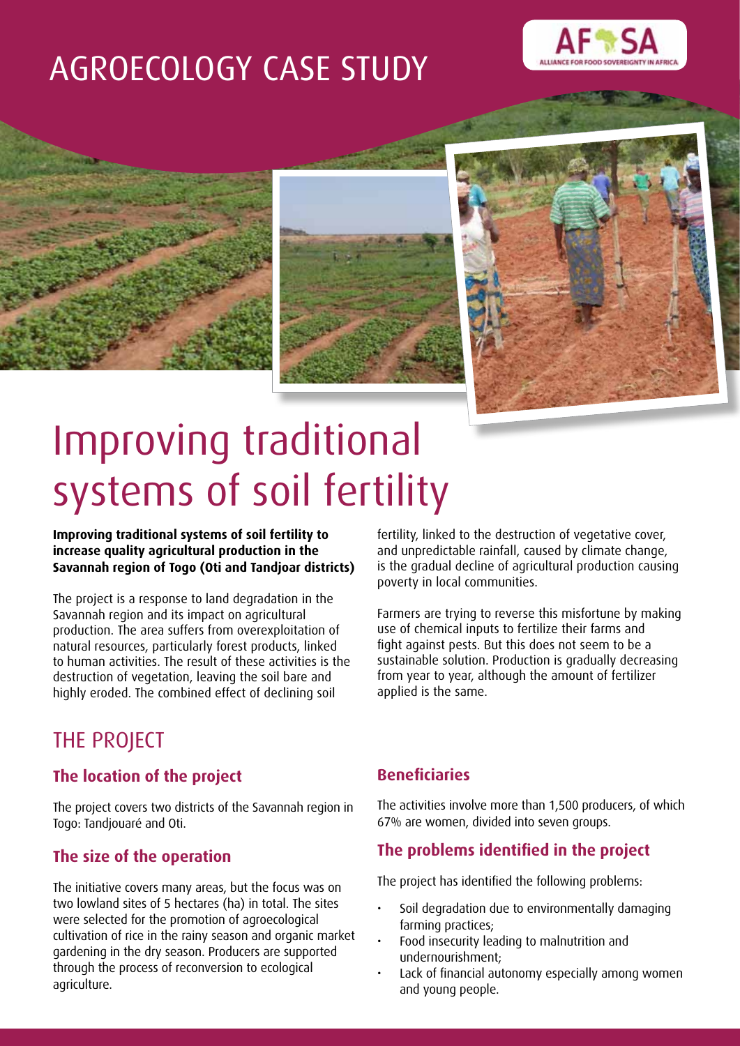# AGROECOLOGY CASE STUDY

# Improving traditional systems of soil fertility

**Improving traditional systems of soil fertility to increase quality agricultural production in the Savannah region of Togo (Oti and Tandjoar districts)**

The project is a response to land degradation in the Savannah region and its impact on agricultural production. The area suffers from overexploitation of natural resources, particularly forest products, linked to human activities. The result of these activities is the destruction of vegetation, leaving the soil bare and highly eroded. The combined effect of declining soil fertility, linked to the destruction of vegetative cover, and unpredictable rainfall, caused by climate change, is the gradual decline of agricultural production causing poverty in local communities.

Farmers are trying to reverse this misfortune by making use of chemical inputs to fertilize their farms and fight against pests. But this does not seem to be a sustainable solution. Production is gradually decreasing from year to year, although the amount of fertilizer applied is the same.

## THE PROJECT

### The location of the project

The project covers two districts of the Savannah region in Togo: Tandjouaré and Oti.

### The size of the operation

The initiative covers many areas, but the focus was on two lowland sites of 5 hectares (ha) in total. The sites were selected for the promotion of agroecological cultivation of rice in the rainy season and organic market gardening in the dry season. Producers are supported through the process of reconversion to ecological agriculture.

### Beneficiaries

The activities involve more than 1,500 producers, of which 67% are women, divided into seven groups.

### The problems identified in the project

The project has identified the following problems:

- Soil degradation due to environmentally damaging farming practices;
- Food insecurity leading to malnutrition and undernourishment;
- Lack of financial autonomy especially among women and young people.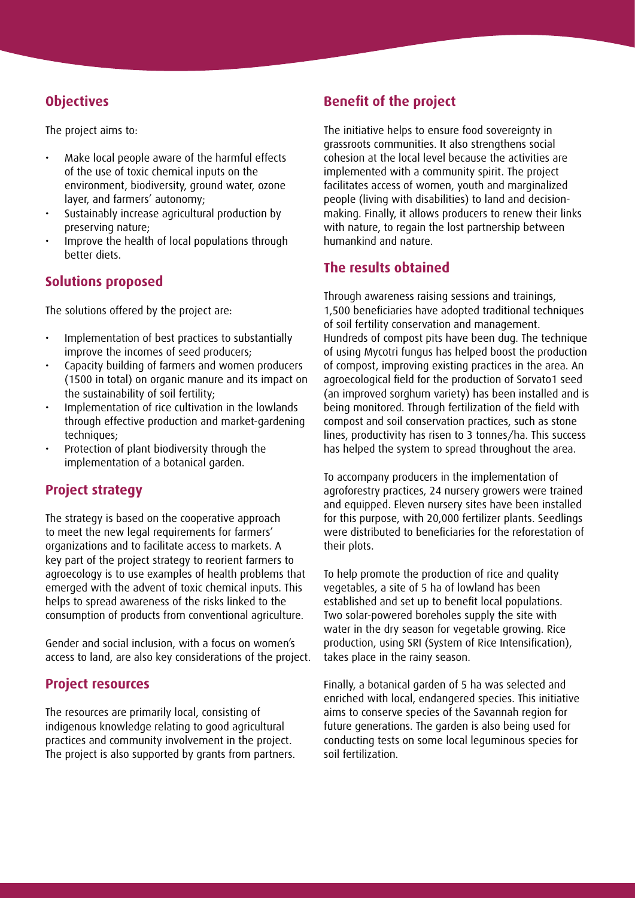## Objectives

The project aims to:

- Make local people aware of the harmful effects of the use of toxic chemical inputs on the environment, biodiversity, ground water, ozone layer, and farmers' autonomy;
- Sustainably increase agricultural production by preserving nature;
- Improve the health of local populations through better diets.

## Solutions proposed

The solutions offered by the project are:

- Implementation of best practices to substantially improve the incomes of seed producers;
- Capacity building of farmers and women producers (1500 in total) on organic manure and its impact on the sustainability of soil fertility;
- Implementation of rice cultivation in the lowlands through effective production and market-gardening techniques;
- Protection of plant biodiversity through the implementation of a botanical garden.

## Project strategy

The strategy is based on the cooperative approach to meet the new legal requirements for farmers' organizations and to facilitate access to markets. A key part of the project strategy to reorient farmers to agroecology is to use examples of health problems that emerged with the advent of toxic chemical inputs. This helps to spread awareness of the risks linked to the consumption of products from conventional agriculture.

Gender and social inclusion, with a focus on women's access to land, are also key considerations of the project.

## Project resources

The resources are primarily local, consisting of indigenous knowledge relating to good agricultural practices and community involvement in the project. The project is also supported by grants from partners.

## Benefit of the project

The initiative helps to ensure food sovereignty in grassroots communities. It also strengthens social cohesion at the local level because the activities are implemented with a community spirit. The project facilitates access of women, youth and marginalized people (living with disabilities) to land and decision-making. Finally, it allows producers to renew their links with nature, to regain the lost partnership between humankind and nature.

## The results obtained

Through awareness raising sessions and trainings, 1,500 beneficiaries have adopted traditional techniques of soil fertility conservation and management. Hundreds of compost pits have been dug. The technique of using Mycotri fungus has helped boost the production of compost, improving existing practices in the area. An agroecological field for the production of Sorvato1 seed (an improved sorghum variety) has been installed and is being monitored. Through fertilization of the field with compost and soil conservation practices, such as stone lines, productivity has risen to 3 tonnes/ha. This success has helped the system to spread throughout the area.

To accompany producers in the implementation of agroforestry practices, 24 nursery growers were trained and equipped. Eleven nursery sites have been installed for this purpose, with 20,000 fertilizer plants. Seedlings were distributed to beneficiaries for the reforestation of their plots.

To help promote the production of rice and quality vegetables, a site of 5 ha of lowland has been established and set up to benefit local populations. Two solar-powered boreholes supply the site with water in the dry season for vegetable growing. Rice production, using SRI (System of Rice Intensification), takes place in the rainy season.

Finally, a botanical garden of 5 ha was selected and enriched with local, endangered species. This initiative aims to conserve species of the Savannah region for future generations. The garden is also being used for conducting tests on some local leguminous species for soil fertilization.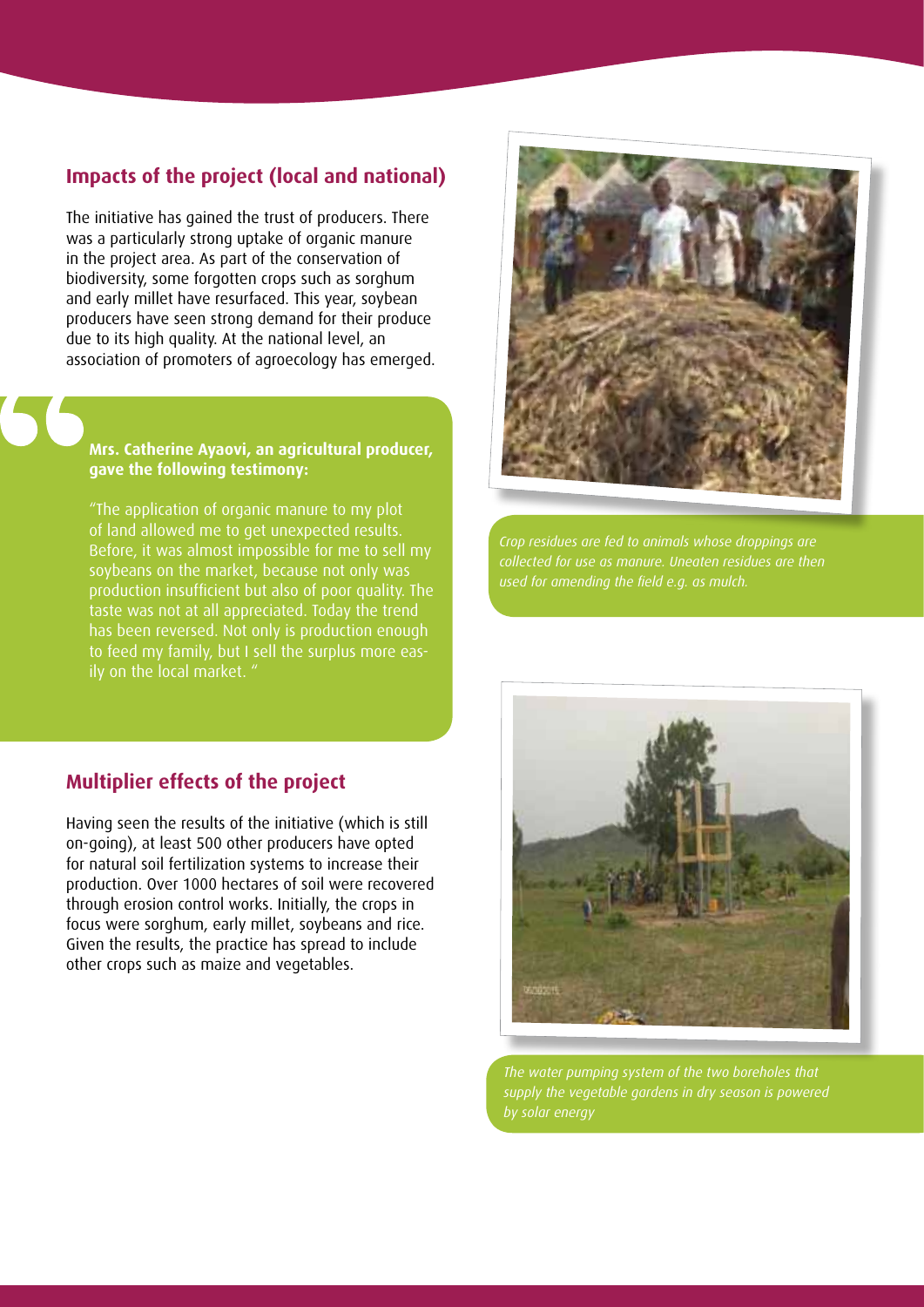## Impacts of the project (local and national)

The initiative has gained the trust of producers. There was a particularly strong uptake of organic manure in the project area. As part of the conservation of biodiversity, some forgotten crops such as sorghum and early millet have resurfaced. This year, soybean producers have seen strong demand for their produce due to its high quality. At the national level, an association of promoters of agroecology has emerged.

**Mrs. Catherine Ayaovi, an agricultural producer, gave the following testimony:**

"The application of organic manure to my plot of land allowed me to get unexpected results. Before, it was almost impossible for me to sell my soybeans on the market, because not only was production insufficient but also of poor quality. The taste was not at all appreciated. Today the trend has been reversed. Not only is production enough to feed my family, but I sell the surplus more easily on the local market. "

*Crop residues are fed to animals whose droppings are collected for use as manure. Uneaten residues are then used for amending the field e.g. as mulch.*

## Multiplier effects of the project

Having seen the results of the initiative (which is still on-going), at least 500 other producers have opted for natural soil fertilization systems to increase their production. Over 1000 hectares of soil were recovered through erosion control works. Initially, the crops in focus were sorghum, early millet, soybeans and rice. Given the results, the practice has spread to include other crops such as maize and vegetables.

*The water pumping system of the two boreholes that supply the vegetable gardens in dry season is powered by solar energy*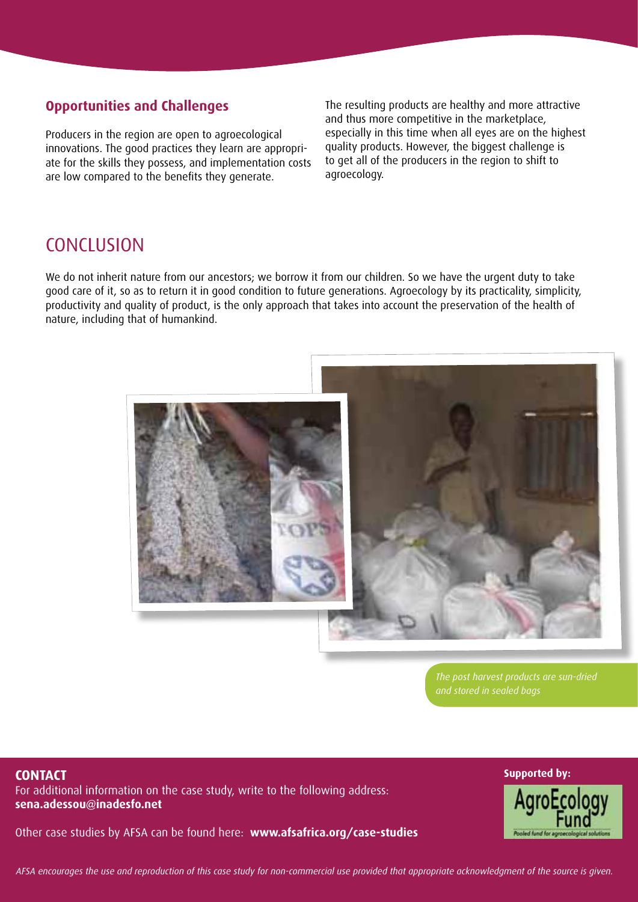### Opportunities and Challenges

Producers in the region are open to agroecological innovations. The good practices they learn are appropriate for the skills they possess, and implementation costs are low compared to the benefits they generate.

The resulting products are healthy and more attractive and thus more competitive in the marketplace, especially in this time when all eyes are on the highest quality products. However, the biggest challenge is to get all of the producers in the region to shift to agroecology.

## CONCLUSION

We do not inherit nature from our ancestors; we borrow it from our children. So we have the urgent duty to take good care of it, so as to return it in good condition to future generations. Agroecology by its practicality, simplicity, productivity and quality of product, is the only approach that takes into account the preservation of the health of nature, including that of humankind.

*The post harvest products are sun-dried and stored in sealed bags*

**CONTACT**

For additional information on the case study, write to the following address:
**sena.adessou@inadesfo.net**

Other case studies by AFSA can be found here: **www.afsafrica.org/case-studies**

**Supported by:**

AgroEcology Fund
Pooled fund for agroecological solutions

*AFSA encourages the use and reproduction of this case study for non-commercial use provided that appropriate acknowledgment of the source is given.*